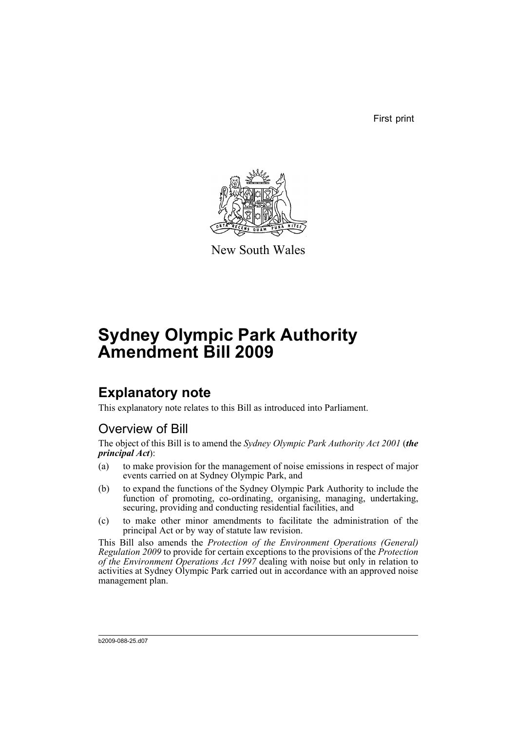First print

New South Wales

# Sydney Olympic Park Authority Amendment Bill 2009

## Explanatory note

This explanatory note relates to this Bill as introduced into Parliament.

### Overview of Bill

The object of this Bill is to amend the *Sydney Olympic Park Authority Act 2001* (***the principal Act***):

(a) to make provision for the management of noise emissions in respect of major events carried on at Sydney Olympic Park, and

(b) to expand the functions of the Sydney Olympic Park Authority to include the function of promoting, co-ordinating, organising, managing, undertaking, securing, providing and conducting residential facilities, and

(c) to make other minor amendments to facilitate the administration of the principal Act or by way of statute law revision.

This Bill also amends the *Protection of the Environment Operations (General) Regulation 2009* to provide for certain exceptions to the provisions of the *Protection of the Environment Operations Act 1997* dealing with noise but only in relation to activities at Sydney Olympic Park carried out in accordance with an approved noise management plan.

b2009-088-25.d07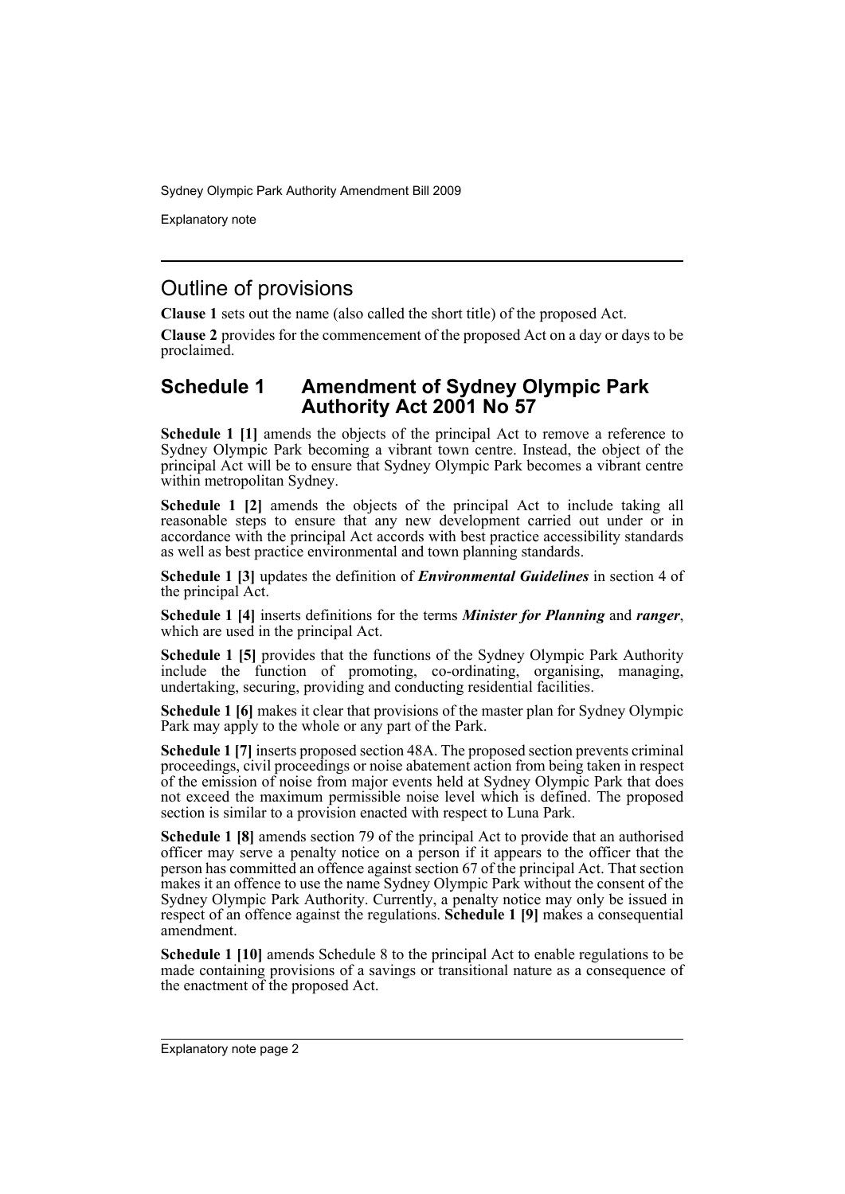## Outline of provisions

**Clause 1** sets out the name (also called the short title) of the proposed Act.

**Clause 2** provides for the commencement of the proposed Act on a day or days to be proclaimed.

## Schedule 1 Amendment of Sydney Olympic Park Authority Act 2001 No 57

**Schedule 1 [1]** amends the objects of the principal Act to remove a reference to Sydney Olympic Park becoming a vibrant town centre. Instead, the object of the principal Act will be to ensure that Sydney Olympic Park becomes a vibrant centre within metropolitan Sydney.

**Schedule 1 [2]** amends the objects of the principal Act to include taking all reasonable steps to ensure that any new development carried out under or in accordance with the principal Act accords with best practice accessibility standards as well as best practice environmental and town planning standards.

**Schedule 1 [3]** updates the definition of ***Environmental Guidelines*** in section 4 of the principal Act.

**Schedule 1 [4]** inserts definitions for the terms ***Minister for Planning*** and ***ranger***, which are used in the principal Act.

**Schedule 1 [5]** provides that the functions of the Sydney Olympic Park Authority include the function of promoting, co-ordinating, organising, managing, undertaking, securing, providing and conducting residential facilities.

**Schedule 1 [6]** makes it clear that provisions of the master plan for Sydney Olympic Park may apply to the whole or any part of the Park.

**Schedule 1 [7]** inserts proposed section 48A. The proposed section prevents criminal proceedings, civil proceedings or noise abatement action from being taken in respect of the emission of noise from major events held at Sydney Olympic Park that does not exceed the maximum permissible noise level which is defined. The proposed section is similar to a provision enacted with respect to Luna Park.

**Schedule 1 [8]** amends section 79 of the principal Act to provide that an authorised officer may serve a penalty notice on a person if it appears to the officer that the person has committed an offence against section 67 of the principal Act. That section makes it an offence to use the name Sydney Olympic Park without the consent of the Sydney Olympic Park Authority. Currently, a penalty notice may only be issued in respect of an offence against the regulations. **Schedule 1 [9]** makes a consequential amendment.

**Schedule 1 [10]** amends Schedule 8 to the principal Act to enable regulations to be made containing provisions of a savings or transitional nature as a consequence of the enactment of the proposed Act.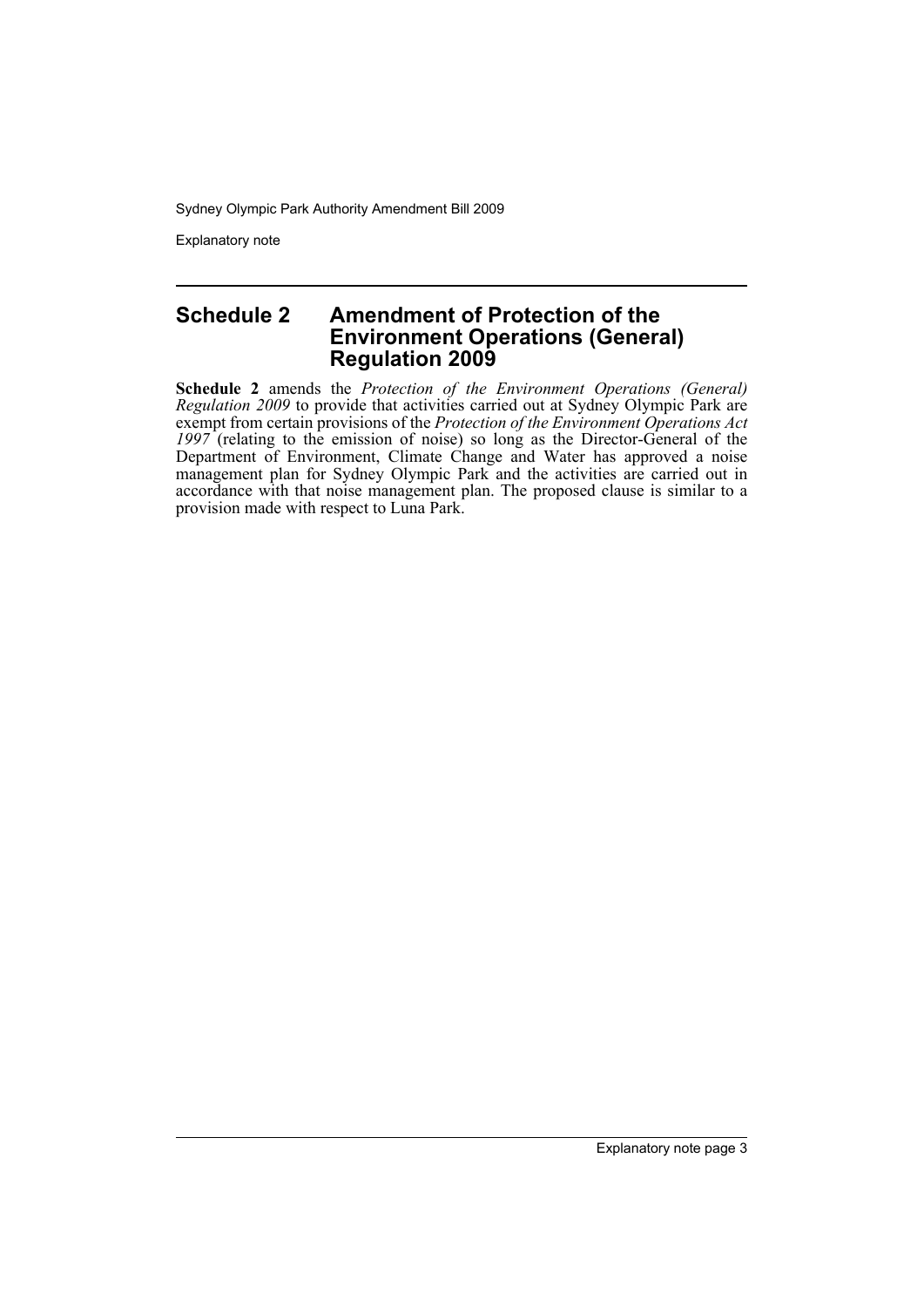## Schedule 2 Amendment of Protection of the Environment Operations (General) Regulation 2009

**Schedule 2** amends the *Protection of the Environment Operations (General) Regulation 2009* to provide that activities carried out at Sydney Olympic Park are exempt from certain provisions of the *Protection of the Environment Operations Act 1997* (relating to the emission of noise) so long as the Director-General of the Department of Environment, Climate Change and Water has approved a noise management plan for Sydney Olympic Park and the activities are carried out in accordance with that noise management plan. The proposed clause is similar to a provision made with respect to Luna Park.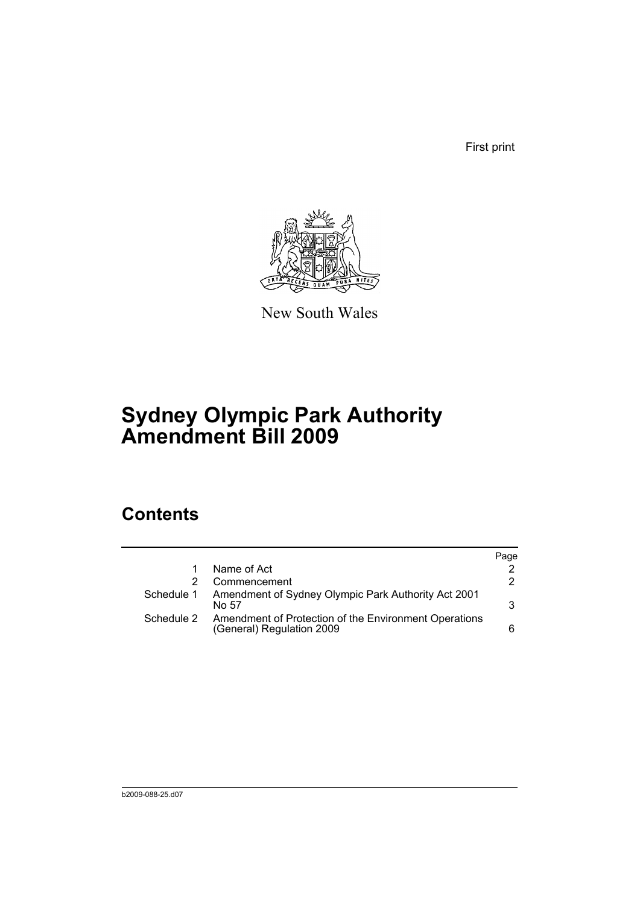First print

New South Wales

# Sydney Olympic Park Authority Amendment Bill 2009

## Contents

| | | Page |
|---|---|---|
| 1 | Name of Act | 2 |
| 2 | Commencement | 2 |
| Schedule 1 | Amendment of Sydney Olympic Park Authority Act 2001 No 57 | 3 |
| Schedule 2 | Amendment of Protection of the Environment Operations (General) Regulation 2009 | 6 |

b2009-088-25.d07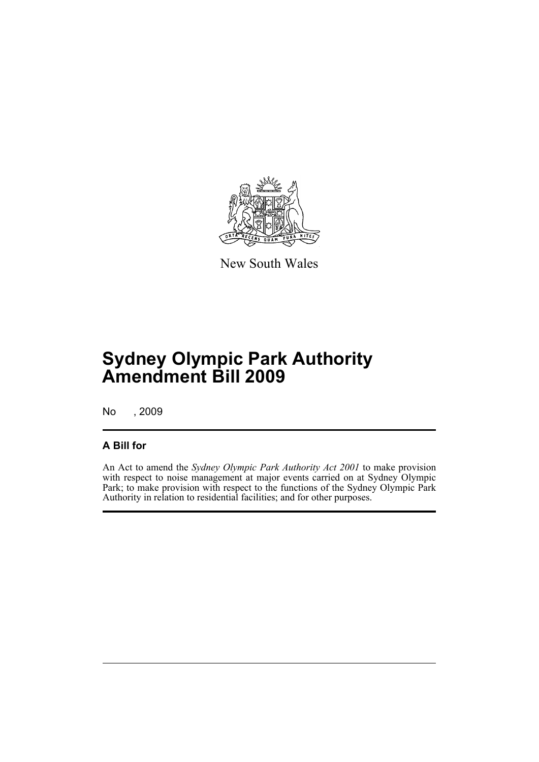New South Wales

# Sydney Olympic Park Authority Amendment Bill 2009

No , 2009

## A Bill for

An Act to amend the *Sydney Olympic Park Authority Act 2001* to make provision with respect to noise management at major events carried on at Sydney Olympic Park; to make provision with respect to the functions of the Sydney Olympic Park Authority in relation to residential facilities; and for other purposes.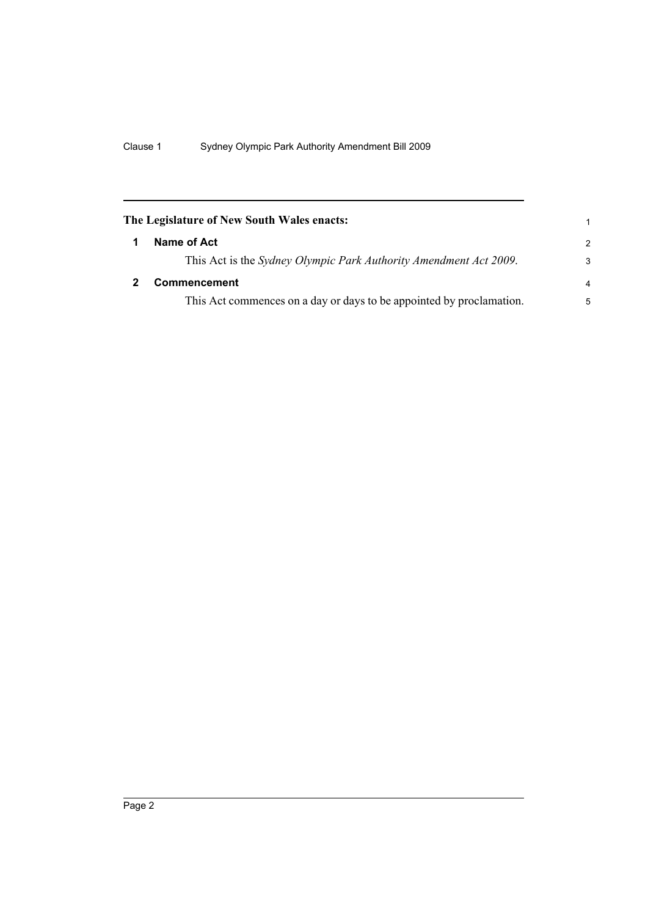**The Legislature of New South Wales enacts:**

## 1 Name of Act

This Act is the *Sydney Olympic Park Authority Amendment Act 2009*.

## 2 Commencement

This Act commences on a day or days to be appointed by proclamation.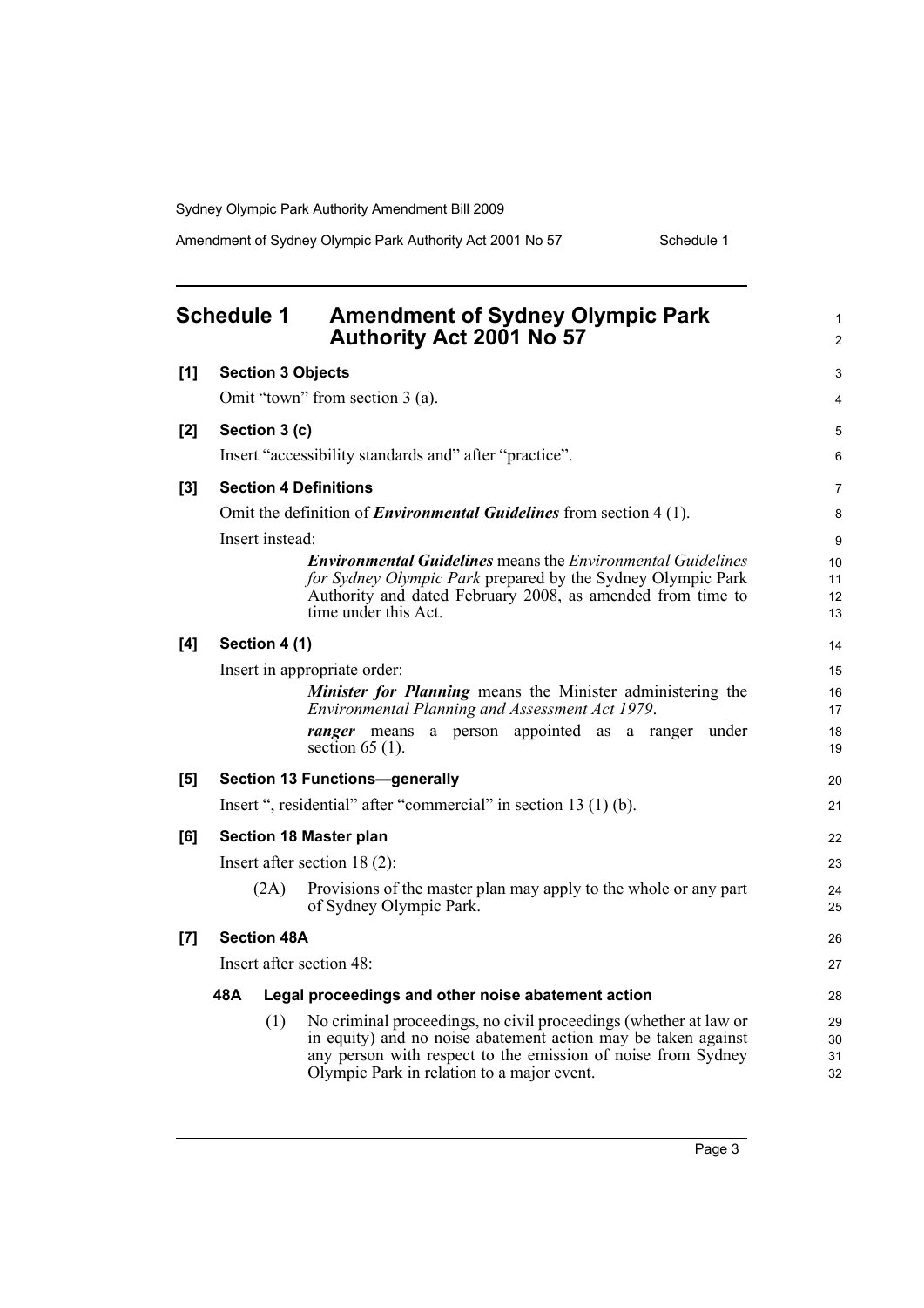## Schedule 1 Amendment of Sydney Olympic Park Authority Act 2001 No 57

**[1] Section 3 Objects**

Omit "town" from section 3 (a).

**[2] Section 3 (c)**

Insert "accessibility standards and" after "practice".

**[3] Section 4 Definitions**

Omit the definition of ***Environmental Guidelines*** from section 4 (1).

Insert instead:

> ***Environmental Guidelines*** means the *Environmental Guidelines for Sydney Olympic Park* prepared by the Sydney Olympic Park Authority and dated February 2008, as amended from time to time under this Act.

**[4] Section 4 (1)**

Insert in appropriate order:

> ***Minister for Planning*** means the Minister administering the *Environmental Planning and Assessment Act 1979*.
>
> ***ranger*** means a person appointed as a ranger under section 65 (1).

**[5] Section 13 Functions—generally**

Insert ", residential" after "commercial" in section 13 (1) (b).

**[6] Section 18 Master plan**

Insert after section 18 (2):

> (2A) Provisions of the master plan may apply to the whole or any part of Sydney Olympic Park.

**[7] Section 48A**

Insert after section 48:

> **48A Legal proceedings and other noise abatement action**
>
> (1) No criminal proceedings, no civil proceedings (whether at law or in equity) and no noise abatement action may be taken against any person with respect to the emission of noise from Sydney Olympic Park in relation to a major event.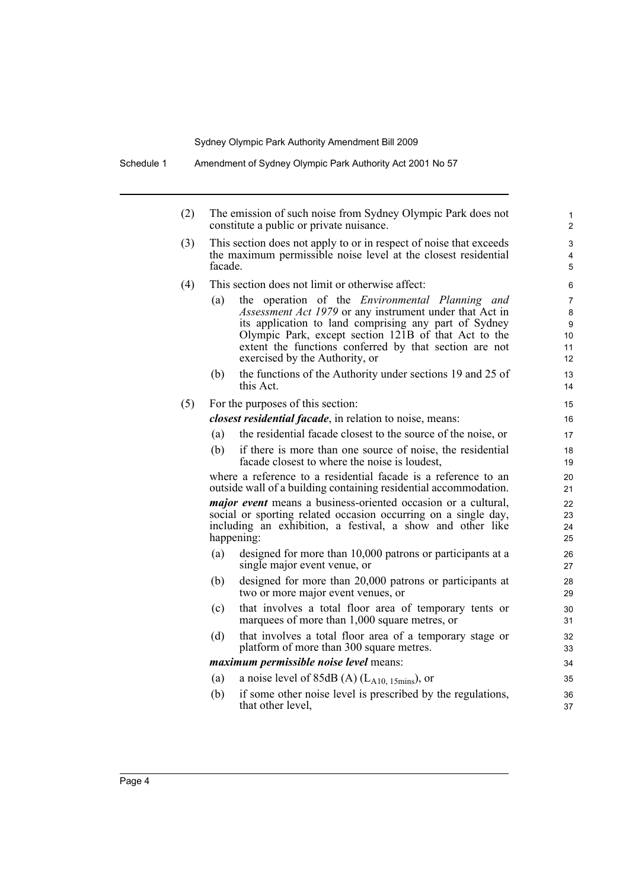(2) The emission of such noise from Sydney Olympic Park does not constitute a public or private nuisance.

(3) This section does not apply to or in respect of noise that exceeds the maximum permissible noise level at the closest residential facade.

(4) This section does not limit or otherwise affect:

(a) the operation of the *Environmental Planning and Assessment Act 1979* or any instrument under that Act in its application to land comprising any part of Sydney Olympic Park, except section 121B of that Act to the extent the functions conferred by that section are not exercised by the Authority, or

(b) the functions of the Authority under sections 19 and 25 of this Act.

(5) For the purposes of this section:

***closest residential facade***, in relation to noise, means:

(a) the residential facade closest to the source of the noise, or

(b) if there is more than one source of noise, the residential facade closest to where the noise is loudest,

where a reference to a residential facade is a reference to an outside wall of a building containing residential accommodation.

***major event*** means a business-oriented occasion or a cultural, social or sporting related occasion occurring on a single day, including an exhibition, a festival, a show and other like happening:

(a) designed for more than 10,000 patrons or participants at a single major event venue, or

(b) designed for more than 20,000 patrons or participants at two or more major event venues, or

(c) that involves a total floor area of temporary tents or marquees of more than 1,000 square metres, or

(d) that involves a total floor area of a temporary stage or platform of more than 300 square metres.

***maximum permissible noise level*** means:

(a) a noise level of 85dB (A) ($L_{A10, 15mins}$), or

(b) if some other noise level is prescribed by the regulations, that other level,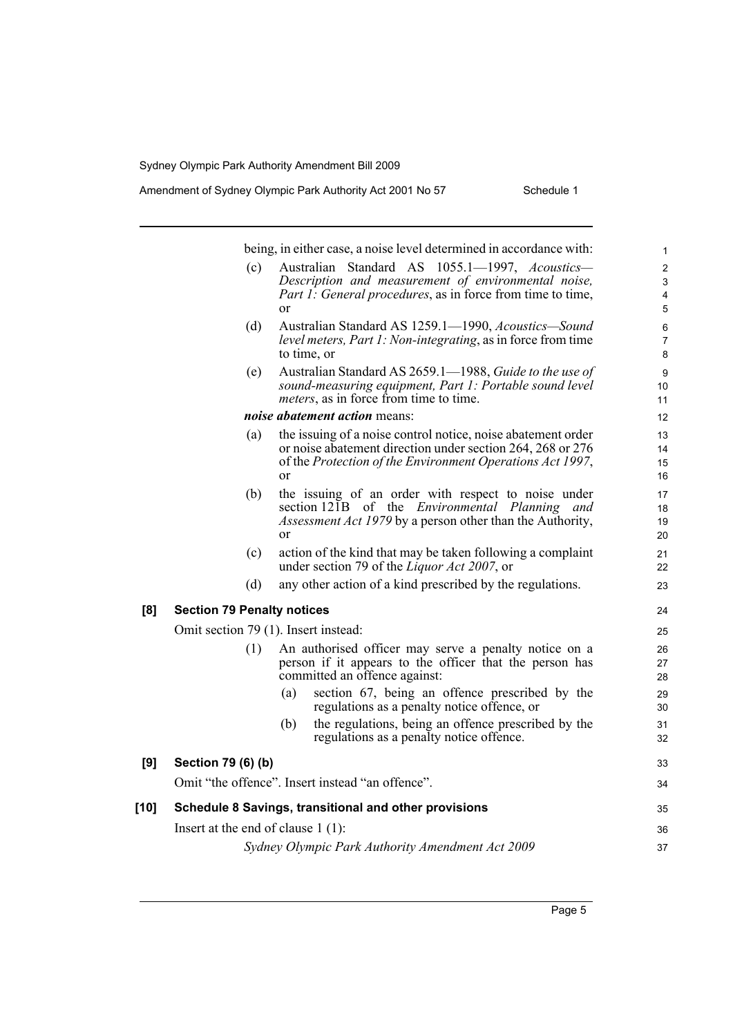being, in either case, a noise level determined in accordance with:

(c) Australian Standard AS 1055.1—1997, *Acoustics—Description and measurement of environmental noise, Part 1: General procedures*, as in force from time to time, or

(d) Australian Standard AS 1259.1—1990, *Acoustics—Sound level meters, Part 1: Non-integrating*, as in force from time to time, or

(e) Australian Standard AS 2659.1—1988, *Guide to the use of sound-measuring equipment, Part 1: Portable sound level meters*, as in force from time to time.

***noise abatement action*** means:

(a) the issuing of a noise control notice, noise abatement order or noise abatement direction under section 264, 268 or 276 of the *Protection of the Environment Operations Act 1997*, or

(b) the issuing of an order with respect to noise under section 121B of the *Environmental Planning and Assessment Act 1979* by a person other than the Authority, or

(c) action of the kind that may be taken following a complaint under section 79 of the *Liquor Act 2007*, or

(d) any other action of a kind prescribed by the regulations.

**[8] Section 79 Penalty notices**

Omit section 79 (1). Insert instead:

(1) An authorised officer may serve a penalty notice on a person if it appears to the officer that the person has committed an offence against:

(a) section 67, being an offence prescribed by the regulations as a penalty notice offence, or

(b) the regulations, being an offence prescribed by the regulations as a penalty notice offence.

**[9] Section 79 (6) (b)**

Omit "the offence". Insert instead "an offence".

**[10] Schedule 8 Savings, transitional and other provisions**

Insert at the end of clause 1 (1):

*Sydney Olympic Park Authority Amendment Act 2009*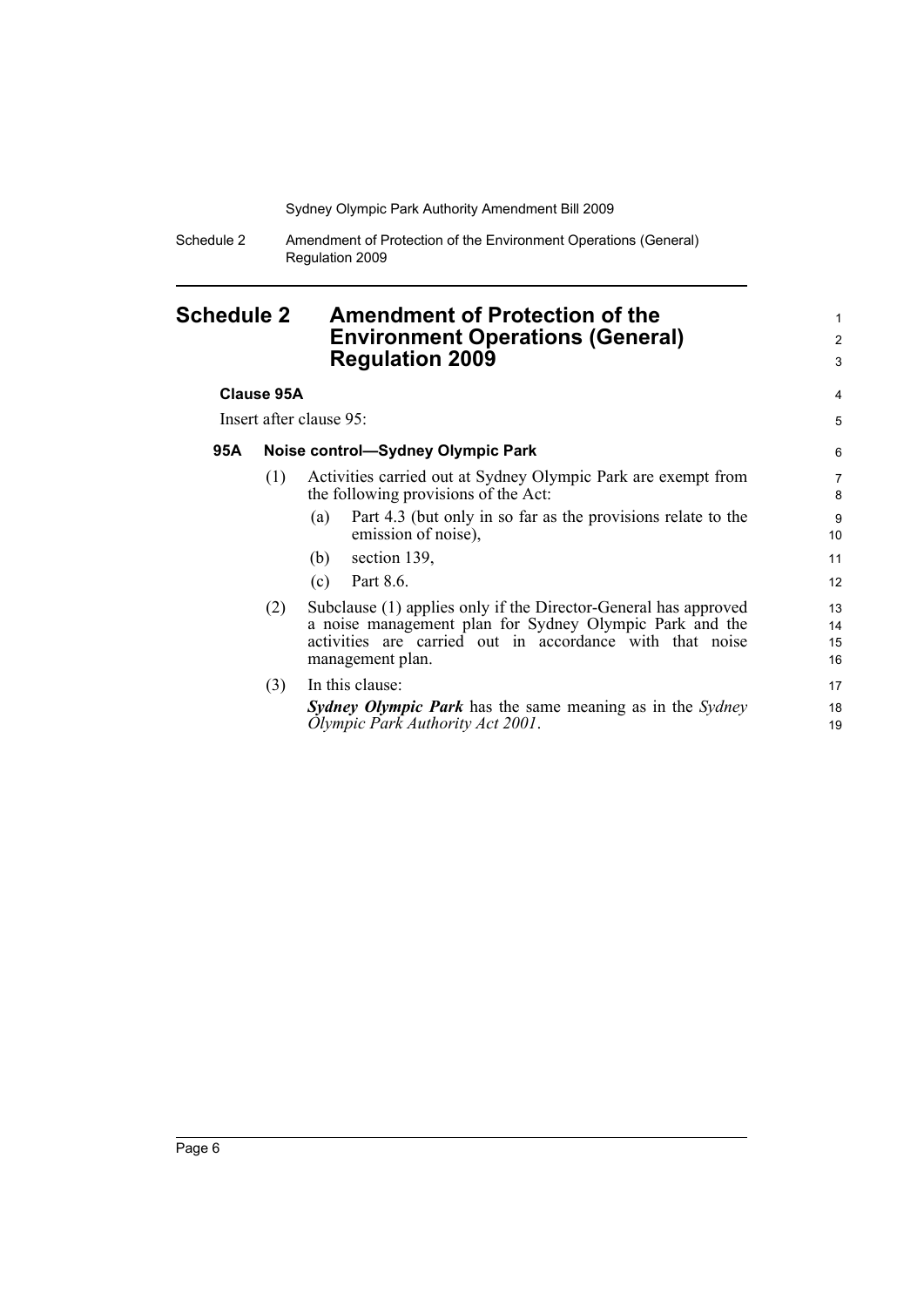## Schedule 2 Amendment of Protection of the Environment Operations (General) Regulation 2009

### Clause 95A

Insert after clause 95:

#### 95A Noise control—Sydney Olympic Park

(1) Activities carried out at Sydney Olympic Park are exempt from the following provisions of the Act:

(a) Part 4.3 (but only in so far as the provisions relate to the emission of noise),

(b) section 139,

(c) Part 8.6.

(2) Subclause (1) applies only if the Director-General has approved a noise management plan for Sydney Olympic Park and the activities are carried out in accordance with that noise management plan.

(3) In this clause:

***Sydney Olympic Park*** has the same meaning as in the *Sydney Olympic Park Authority Act 2001*.